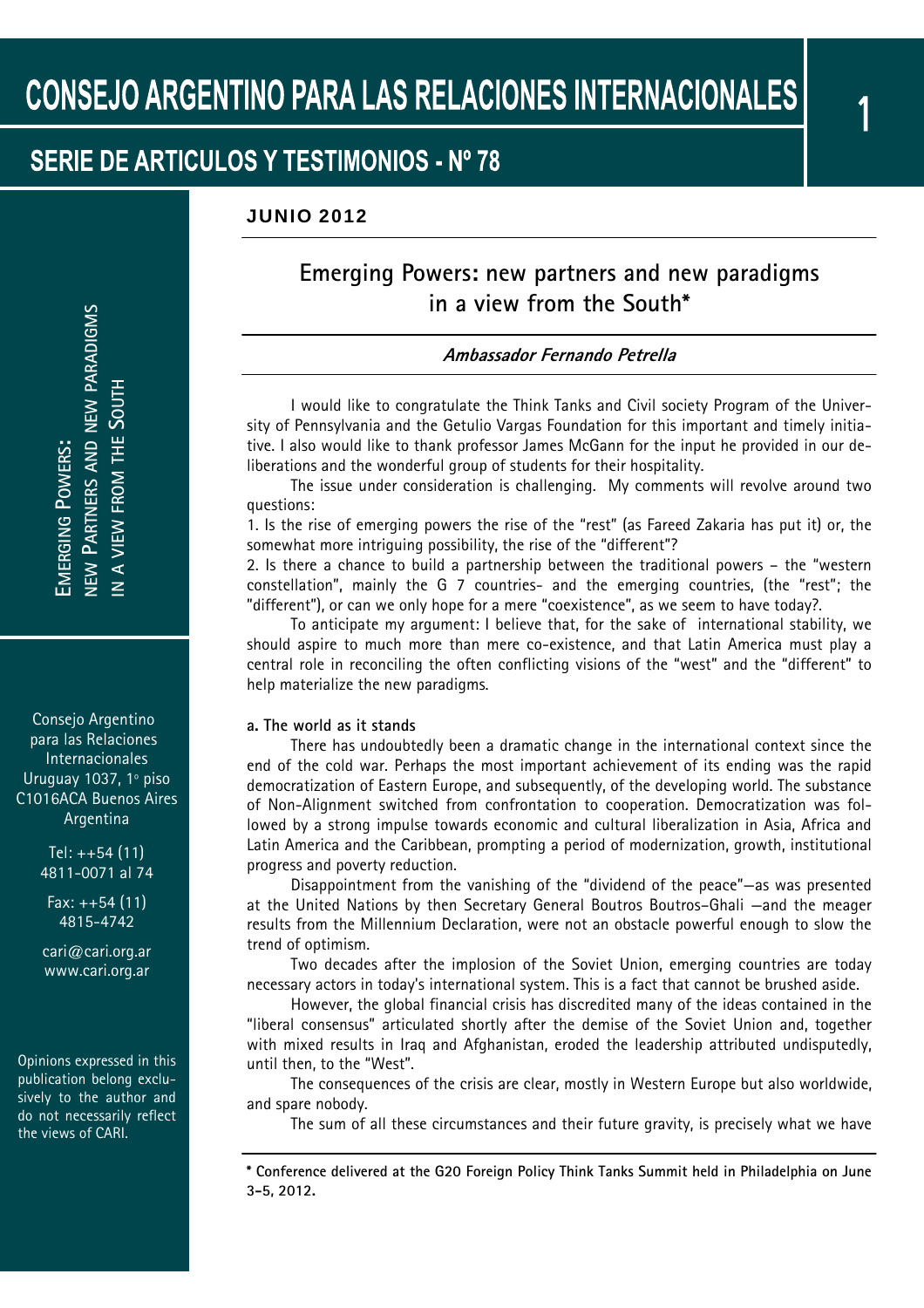# CONSEJO ARGENTINO PARA LAS RELACIONES INTERNACIONALES

## SERIE DE ARTICULOS Y TESTIMONIOS - Nº 78

**JUNIO 2012**

# Emerging Powers: new partners and new paradigms in a view from the South*

***Ambassador Fernando Petrella***

Consejo Argentino para las Relaciones Internacionales
Uruguay 1037, 1° piso
C1016ACA Buenos Aires
Argentina

Tel: ++54 (11) 4811-0071 al 74

Fax: ++54 (11) 4815-4742

cari@cari.org.ar
www.cari.org.ar

Opinions expressed in this publication belong exclusively to the author and do not necessarily reflect the views of CARI.

I would like to congratulate the Think Tanks and Civil society Program of the University of Pennsylvania and the Getulio Vargas Foundation for this important and timely initiative. I also would like to thank professor James McGann for the input he provided in our deliberations and the wonderful group of students for their hospitality.

The issue under consideration is challenging. My comments will revolve around two questions:

1. Is the rise of emerging powers the rise of the "rest" (as Fareed Zakaria has put it) or, the somewhat more intriguing possibility, the rise of the "different"?
2. Is there a chance to build a partnership between the traditional powers – the "western constellation", mainly the G 7 countries- and the emerging countries, (the "rest"; the "different"), or can we only hope for a mere "coexistence", as we seem to have today?.

To anticipate my argument: I believe that, for the sake of international stability, we should aspire to much more than mere co-existence, and that Latin America must play a central role in reconciling the often conflicting visions of the "west" and the "different" to help materialize the new paradigms.

**a. The world as it stands**

There has undoubtedly been a dramatic change in the international context since the end of the cold war. Perhaps the most important achievement of its ending was the rapid democratization of Eastern Europe, and subsequently, of the developing world. The substance of Non-Alignment switched from confrontation to cooperation. Democratization was followed by a strong impulse towards economic and cultural liberalization in Asia, Africa and Latin America and the Caribbean, prompting a period of modernization, growth, institutional progress and poverty reduction.

Disappointment from the vanishing of the "dividend of the peace"—as was presented at the United Nations by then Secretary General Boutros Boutros-Ghali —and the meager results from the Millennium Declaration, were not an obstacle powerful enough to slow the trend of optimism.

Two decades after the implosion of the Soviet Union, emerging countries are today necessary actors in today's international system. This is a fact that cannot be brushed aside.

However, the global financial crisis has discredited many of the ideas contained in the "liberal consensus" articulated shortly after the demise of the Soviet Union and, together with mixed results in Iraq and Afghanistan, eroded the leadership attributed undisputedly, until then, to the "West".

The consequences of the crisis are clear, mostly in Western Europe but also worldwide, and spare nobody.

The sum of all these circumstances and their future gravity, is precisely what we have

**\* Conference delivered at the G20 Foreign Policy Think Tanks Summit held in Philadelphia on June 3-5, 2012.**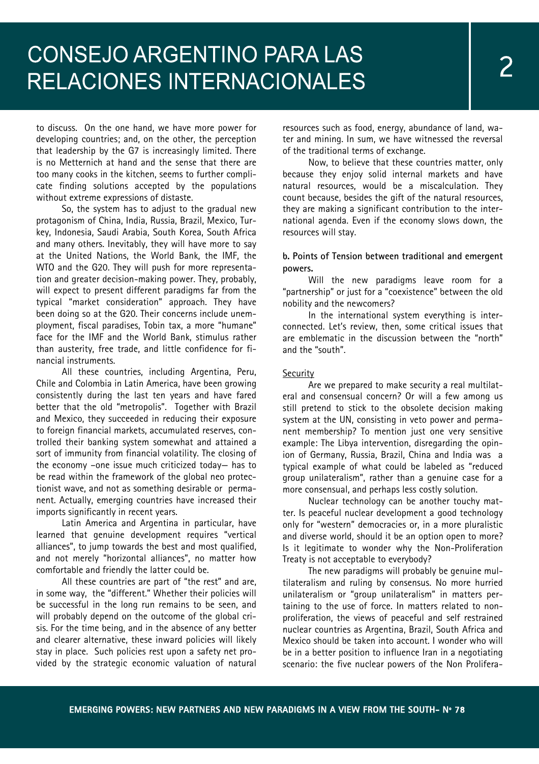to discuss. On the one hand, we have more power for developing countries; and, on the other, the perception that leadership by the G7 is increasingly limited. There is no Metternich at hand and the sense that there are too many cooks in the kitchen, seems to further complicate finding solutions accepted by the populations without extreme expressions of distaste.

So, the system has to adjust to the gradual new protagonism of China, India, Russia, Brazil, Mexico, Turkey, Indonesia, Saudi Arabia, South Korea, South Africa and many others. Inevitably, they will have more to say at the United Nations, the World Bank, the IMF, the WTO and the G20. They will push for more representation and greater decision-making power. They, probably, will expect to present different paradigms far from the typical "market consideration" approach. They have been doing so at the G20. Their concerns include unemployment, fiscal paradises, Tobin tax, a more "humane" face for the IMF and the World Bank, stimulus rather than austerity, free trade, and little confidence for financial instruments.

All these countries, including Argentina, Peru, Chile and Colombia in Latin America, have been growing consistently during the last ten years and have fared better that the old "metropolis". Together with Brazil and Mexico, they succeeded in reducing their exposure to foreign financial markets, accumulated reserves, controlled their banking system somewhat and attained a sort of immunity from financial volatility. The closing of the economy –one issue much criticized today— has to be read within the framework of the global neo protectionist wave, and not as something desirable or permanent. Actually, emerging countries have increased their imports significantly in recent years.

Latin America and Argentina in particular, have learned that genuine development requires "vertical alliances", to jump towards the best and most qualified, and not merely "horizontal alliances", no matter how comfortable and friendly the latter could be.

All these countries are part of "the rest" and are, in some way, the "different." Whether their policies will be successful in the long run remains to be seen, and will probably depend on the outcome of the global crisis. For the time being, and in the absence of any better and clearer alternative, these inward policies will likely stay in place. Such policies rest upon a safety net provided by the strategic economic valuation of natural resources such as food, energy, abundance of land, water and mining. In sum, we have witnessed the reversal of the traditional terms of exchange.

Now, to believe that these countries matter, only because they enjoy solid internal markets and have natural resources, would be a miscalculation. They count because, besides the gift of the natural resources, they are making a significant contribution to the international agenda. Even if the economy slows down, the resources will stay.

**b. Points of Tension between traditional and emergent powers.**

Will the new paradigms leave room for a "partnership" or just for a "coexistence" between the old nobility and the newcomers?

In the international system everything is interconnected. Let's review, then, some critical issues that are emblematic in the discussion between the "north" and the "south".

Security

Are we prepared to make security a real multilateral and consensual concern? Or will a few among us still pretend to stick to the obsolete decision making system at the UN, consisting in veto power and permanent membership? To mention just one very sensitive example: The Libya intervention, disregarding the opinion of Germany, Russia, Brazil, China and India was a typical example of what could be labeled as "reduced group unilateralism", rather than a genuine case for a more consensual, and perhaps less costly solution.

Nuclear technology can be another touchy matter. Is peaceful nuclear development a good technology only for "western" democracies or, in a more pluralistic and diverse world, should it be an option open to more? Is it legitimate to wonder why the Non-Proliferation Treaty is not acceptable to everybody?

The new paradigms will probably be genuine multilateralism and ruling by consensus. No more hurried unilateralism or "group unilateralism" in matters pertaining to the use of force. In matters related to nonproliferation, the views of peaceful and self restrained nuclear countries as Argentina, Brazil, South Africa and Mexico should be taken into account. I wonder who will be in a better position to influence Iran in a negotiating scenario: the five nuclear powers of the Non Prolifera-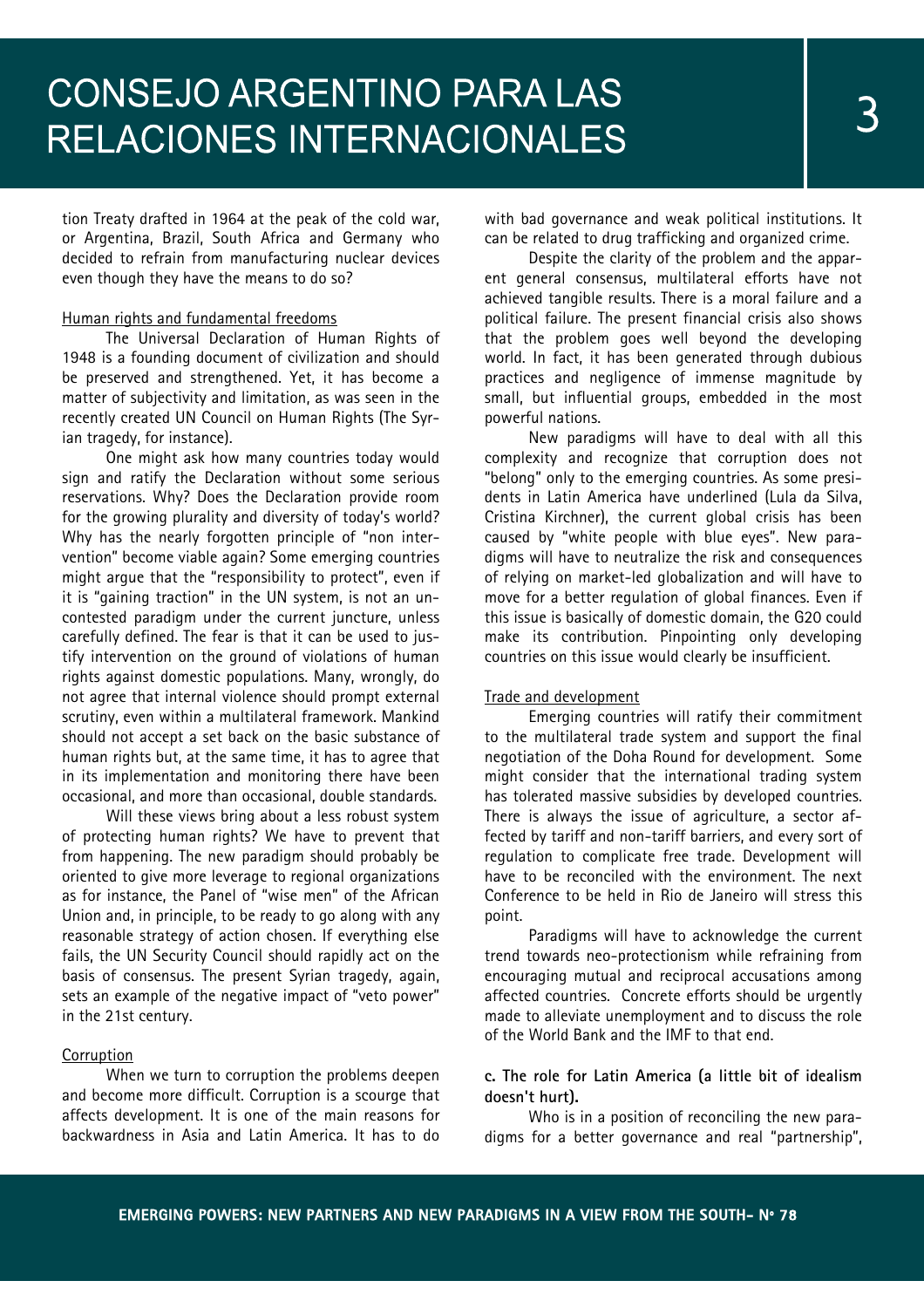tion Treaty drafted in 1964 at the peak of the cold war, or Argentina, Brazil, South Africa and Germany who decided to refrain from manufacturing nuclear devices even though they have the means to do so?

Human rights and fundamental freedoms

The Universal Declaration of Human Rights of 1948 is a founding document of civilization and should be preserved and strengthened. Yet, it has become a matter of subjectivity and limitation, as was seen in the recently created UN Council on Human Rights (The Syrian tragedy, for instance).

One might ask how many countries today would sign and ratify the Declaration without some serious reservations. Why? Does the Declaration provide room for the growing plurality and diversity of today's world? Why has the nearly forgotten principle of "non intervention" become viable again? Some emerging countries might argue that the "responsibility to protect", even if it is "gaining traction" in the UN system, is not an uncontested paradigm under the current juncture, unless carefully defined. The fear is that it can be used to justify intervention on the ground of violations of human rights against domestic populations. Many, wrongly, do not agree that internal violence should prompt external scrutiny, even within a multilateral framework. Mankind should not accept a set back on the basic substance of human rights but, at the same time, it has to agree that in its implementation and monitoring there have been occasional, and more than occasional, double standards.

Will these views bring about a less robust system of protecting human rights? We have to prevent that from happening. The new paradigm should probably be oriented to give more leverage to regional organizations as for instance, the Panel of "wise men" of the African Union and, in principle, to be ready to go along with any reasonable strategy of action chosen. If everything else fails, the UN Security Council should rapidly act on the basis of consensus. The present Syrian tragedy, again, sets an example of the negative impact of "veto power" in the 21st century.

Corruption

When we turn to corruption the problems deepen and become more difficult. Corruption is a scourge that affects development. It is one of the main reasons for backwardness in Asia and Latin America. It has to do with bad governance and weak political institutions. It can be related to drug trafficking and organized crime.

Despite the clarity of the problem and the apparent general consensus, multilateral efforts have not achieved tangible results. There is a moral failure and a political failure. The present financial crisis also shows that the problem goes well beyond the developing world. In fact, it has been generated through dubious practices and negligence of immense magnitude by small, but influential groups, embedded in the most powerful nations.

New paradigms will have to deal with all this complexity and recognize that corruption does not "belong" only to the emerging countries. As some presidents in Latin America have underlined (Lula da Silva, Cristina Kirchner), the current global crisis has been caused by "white people with blue eyes". New paradigms will have to neutralize the risk and consequences of relying on market-led globalization and will have to move for a better regulation of global finances. Even if this issue is basically of domestic domain, the G20 could make its contribution. Pinpointing only developing countries on this issue would clearly be insufficient.

Trade and development

Emerging countries will ratify their commitment to the multilateral trade system and support the final negotiation of the Doha Round for development. Some might consider that the international trading system has tolerated massive subsidies by developed countries. There is always the issue of agriculture, a sector affected by tariff and non-tariff barriers, and every sort of regulation to complicate free trade. Development will have to be reconciled with the environment. The next Conference to be held in Rio de Janeiro will stress this point.

Paradigms will have to acknowledge the current trend towards neo-protectionism while refraining from encouraging mutual and reciprocal accusations among affected countries. Concrete efforts should be urgently made to alleviate unemployment and to discuss the role of the World Bank and the IMF to that end.

**c. The role for Latin America (a little bit of idealism doesn't hurt).**

Who is in a position of reconciling the new paradigms for a better governance and real "partnership",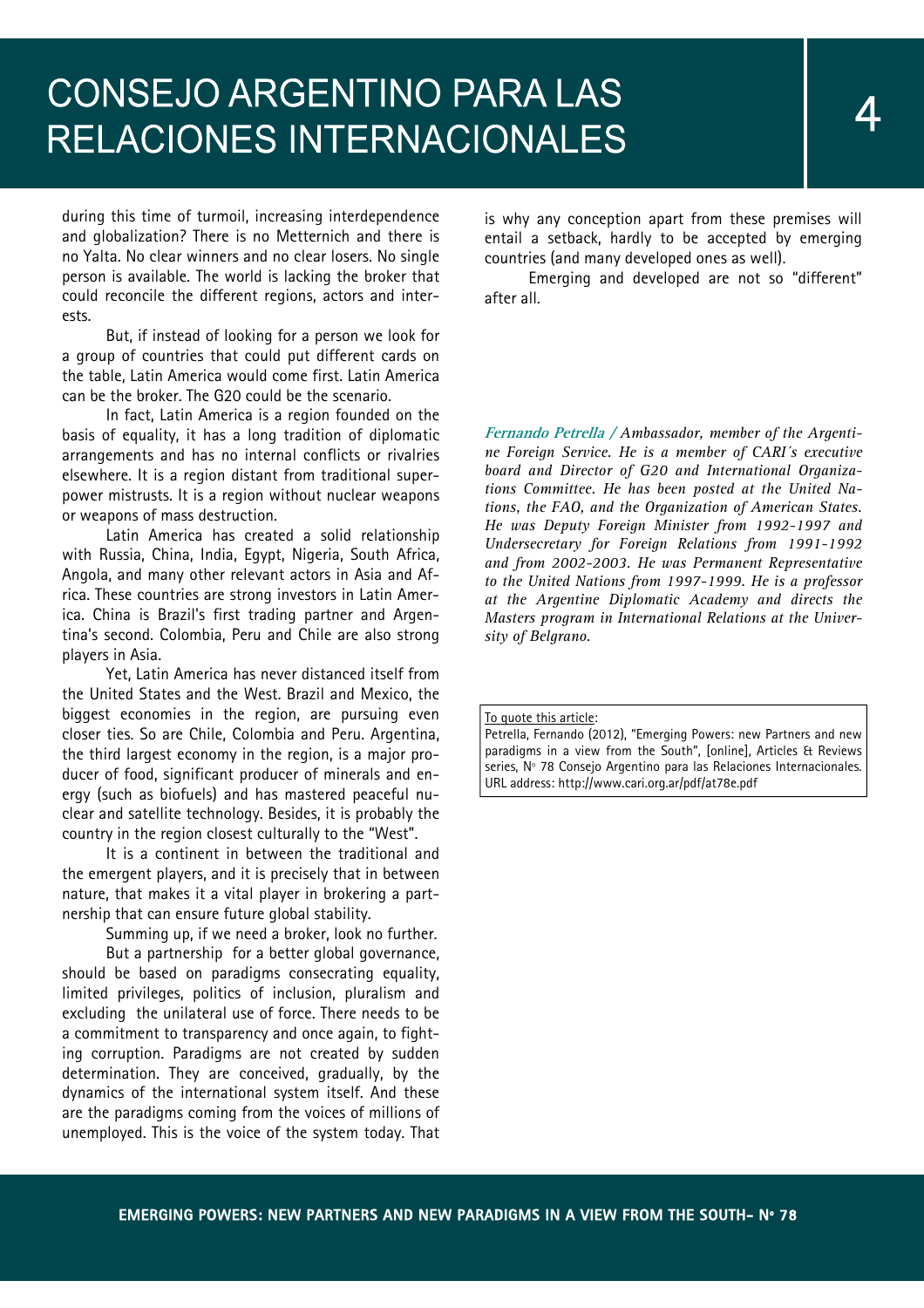during this time of turmoil, increasing interdependence and globalization? There is no Metternich and there is no Yalta. No clear winners and no clear losers. No single person is available. The world is lacking the broker that could reconcile the different regions, actors and interests.

But, if instead of looking for a person we look for a group of countries that could put different cards on the table, Latin America would come first. Latin America can be the broker. The G20 could be the scenario.

In fact, Latin America is a region founded on the basis of equality, it has a long tradition of diplomatic arrangements and has no internal conflicts or rivalries elsewhere. It is a region distant from traditional superpower mistrusts. It is a region without nuclear weapons or weapons of mass destruction.

Latin America has created a solid relationship with Russia, China, India, Egypt, Nigeria, South Africa, Angola, and many other relevant actors in Asia and Africa. These countries are strong investors in Latin America. China is Brazil's first trading partner and Argentina's second. Colombia, Peru and Chile are also strong players in Asia.

Yet, Latin America has never distanced itself from the United States and the West. Brazil and Mexico, the biggest economies in the region, are pursuing even closer ties. So are Chile, Colombia and Peru. Argentina, the third largest economy in the region, is a major producer of food, significant producer of minerals and energy (such as biofuels) and has mastered peaceful nuclear and satellite technology. Besides, it is probably the country in the region closest culturally to the "West".

It is a continent in between the traditional and the emergent players, and it is precisely that in between nature, that makes it a vital player in brokering a partnership that can ensure future global stability.

Summing up, if we need a broker, look no further.

But a partnership for a better global governance, should be based on paradigms consecrating equality, limited privileges, politics of inclusion, pluralism and excluding the unilateral use of force. There needs to be a commitment to transparency and once again, to fighting corruption. Paradigms are not created by sudden determination. They are conceived, gradually, by the dynamics of the international system itself. And these are the paradigms coming from the voices of millions of unemployed. This is the voice of the system today. That is why any conception apart from these premises will entail a setback, hardly to be accepted by emerging countries (and many developed ones as well).

Emerging and developed are not so "different" after all.

***Fernando Petrella /*** *Ambassador, member of the Argentine Foreign Service. He is a member of CARI´s executive board and Director of G20 and International Organizations Committee. He has been posted at the United Nations, the FAO, and the Organization of American States. He was Deputy Foreign Minister from 1992-1997 and Undersecretary for Foreign Relations from 1991-1992 and from 2002-2003. He was Permanent Representative to the United Nations from 1997-1999. He is a professor at the Argentine Diplomatic Academy and directs the Masters program in International Relations at the University of Belgrano.*

To quote this article:
Petrella, Fernando (2012), "Emerging Powers: new Partners and new paradigms in a view from the South", [online], Articles & Reviews series, N° 78 Consejo Argentino para las Relaciones Internacionales. URL address: http://www.cari.org.ar/pdf/at78e.pdf